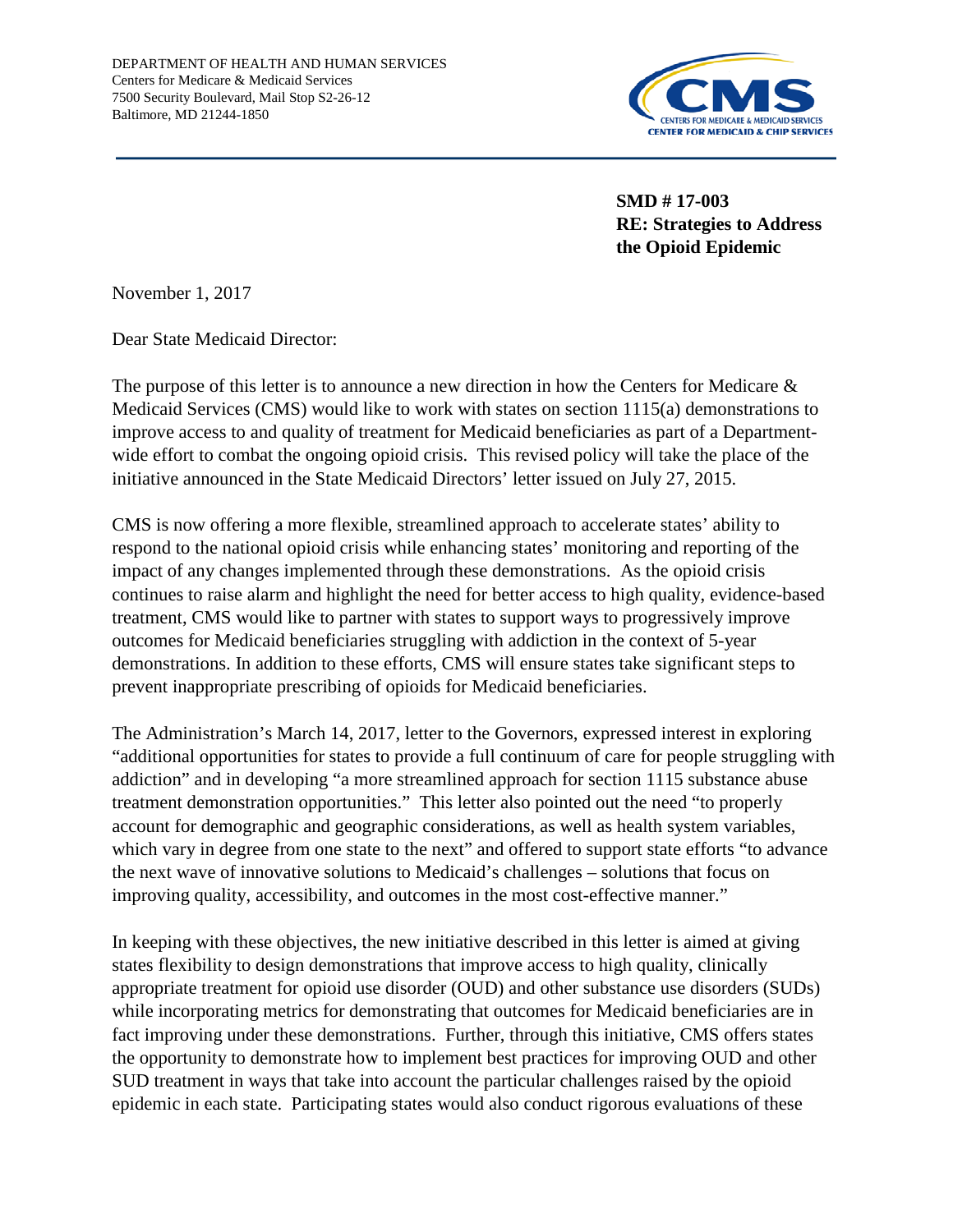DEPARTMENT OF HEALTH AND HUMAN SERVICES
Centers for Medicare & Medicaid Services
7500 Security Boulevard, Mail Stop S2-26-12
Baltimore, MD 21244-1850

**SMD # 17-003**
**RE: Strategies to Address the Opioid Epidemic**

November 1, 2017

Dear State Medicaid Director:

The purpose of this letter is to announce a new direction in how the Centers for Medicare & Medicaid Services (CMS) would like to work with states on section 1115(a) demonstrations to improve access to and quality of treatment for Medicaid beneficiaries as part of a Department-wide effort to combat the ongoing opioid crisis. This revised policy will take the place of the initiative announced in the State Medicaid Directors' letter issued on July 27, 2015.

CMS is now offering a more flexible, streamlined approach to accelerate states' ability to respond to the national opioid crisis while enhancing states' monitoring and reporting of the impact of any changes implemented through these demonstrations. As the opioid crisis continues to raise alarm and highlight the need for better access to high quality, evidence-based treatment, CMS would like to partner with states to support ways to progressively improve outcomes for Medicaid beneficiaries struggling with addiction in the context of 5-year demonstrations. In addition to these efforts, CMS will ensure states take significant steps to prevent inappropriate prescribing of opioids for Medicaid beneficiaries.

The Administration's March 14, 2017, letter to the Governors, expressed interest in exploring "additional opportunities for states to provide a full continuum of care for people struggling with addiction" and in developing "a more streamlined approach for section 1115 substance abuse treatment demonstration opportunities." This letter also pointed out the need "to properly account for demographic and geographic considerations, as well as health system variables, which vary in degree from one state to the next" and offered to support state efforts "to advance the next wave of innovative solutions to Medicaid's challenges – solutions that focus on improving quality, accessibility, and outcomes in the most cost-effective manner."

In keeping with these objectives, the new initiative described in this letter is aimed at giving states flexibility to design demonstrations that improve access to high quality, clinically appropriate treatment for opioid use disorder (OUD) and other substance use disorders (SUDs) while incorporating metrics for demonstrating that outcomes for Medicaid beneficiaries are in fact improving under these demonstrations. Further, through this initiative, CMS offers states the opportunity to demonstrate how to implement best practices for improving OUD and other SUD treatment in ways that take into account the particular challenges raised by the opioid epidemic in each state. Participating states would also conduct rigorous evaluations of these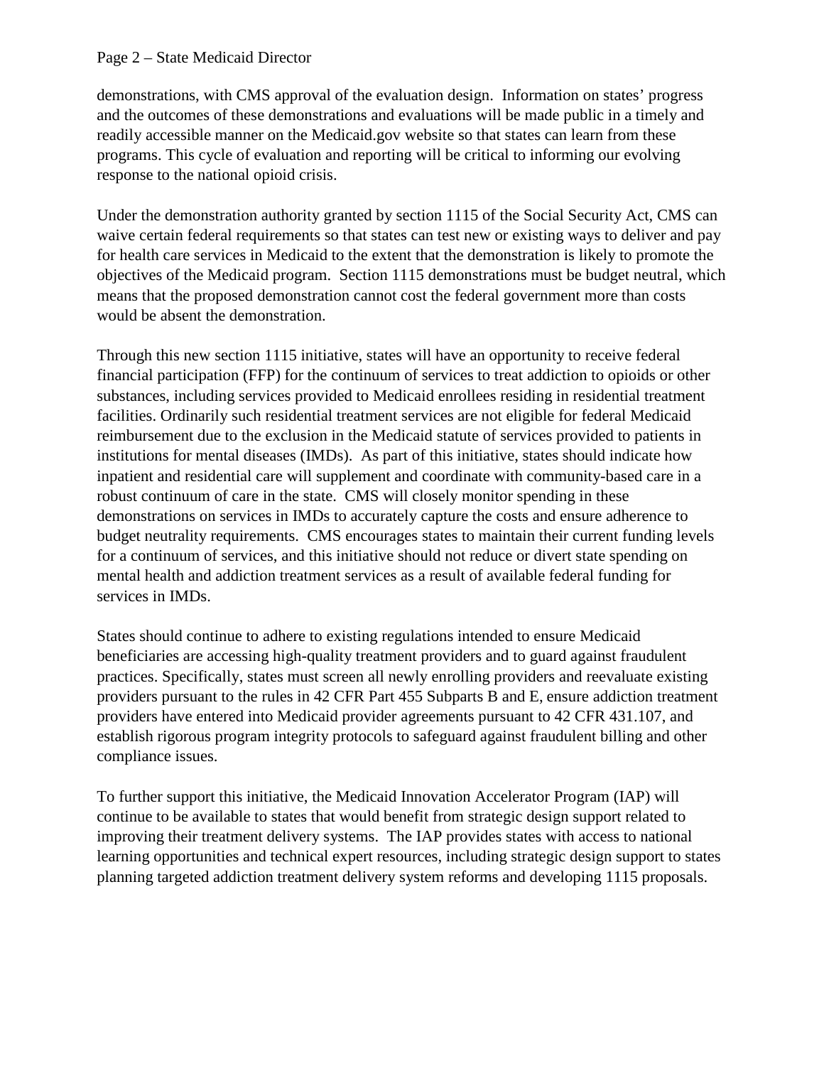demonstrations, with CMS approval of the evaluation design. Information on states' progress and the outcomes of these demonstrations and evaluations will be made public in a timely and readily accessible manner on the Medicaid.gov website so that states can learn from these programs. This cycle of evaluation and reporting will be critical to informing our evolving response to the national opioid crisis.

Under the demonstration authority granted by section 1115 of the Social Security Act, CMS can waive certain federal requirements so that states can test new or existing ways to deliver and pay for health care services in Medicaid to the extent that the demonstration is likely to promote the objectives of the Medicaid program. Section 1115 demonstrations must be budget neutral, which means that the proposed demonstration cannot cost the federal government more than costs would be absent the demonstration.

Through this new section 1115 initiative, states will have an opportunity to receive federal financial participation (FFP) for the continuum of services to treat addiction to opioids or other substances, including services provided to Medicaid enrollees residing in residential treatment facilities. Ordinarily such residential treatment services are not eligible for federal Medicaid reimbursement due to the exclusion in the Medicaid statute of services provided to patients in institutions for mental diseases (IMDs). As part of this initiative, states should indicate how inpatient and residential care will supplement and coordinate with community-based care in a robust continuum of care in the state. CMS will closely monitor spending in these demonstrations on services in IMDs to accurately capture the costs and ensure adherence to budget neutrality requirements. CMS encourages states to maintain their current funding levels for a continuum of services, and this initiative should not reduce or divert state spending on mental health and addiction treatment services as a result of available federal funding for services in IMDs.

States should continue to adhere to existing regulations intended to ensure Medicaid beneficiaries are accessing high-quality treatment providers and to guard against fraudulent practices. Specifically, states must screen all newly enrolling providers and reevaluate existing providers pursuant to the rules in 42 CFR Part 455 Subparts B and E, ensure addiction treatment providers have entered into Medicaid provider agreements pursuant to 42 CFR 431.107, and establish rigorous program integrity protocols to safeguard against fraudulent billing and other compliance issues.

To further support this initiative, the Medicaid Innovation Accelerator Program (IAP) will continue to be available to states that would benefit from strategic design support related to improving their treatment delivery systems. The IAP provides states with access to national learning opportunities and technical expert resources, including strategic design support to states planning targeted addiction treatment delivery system reforms and developing 1115 proposals.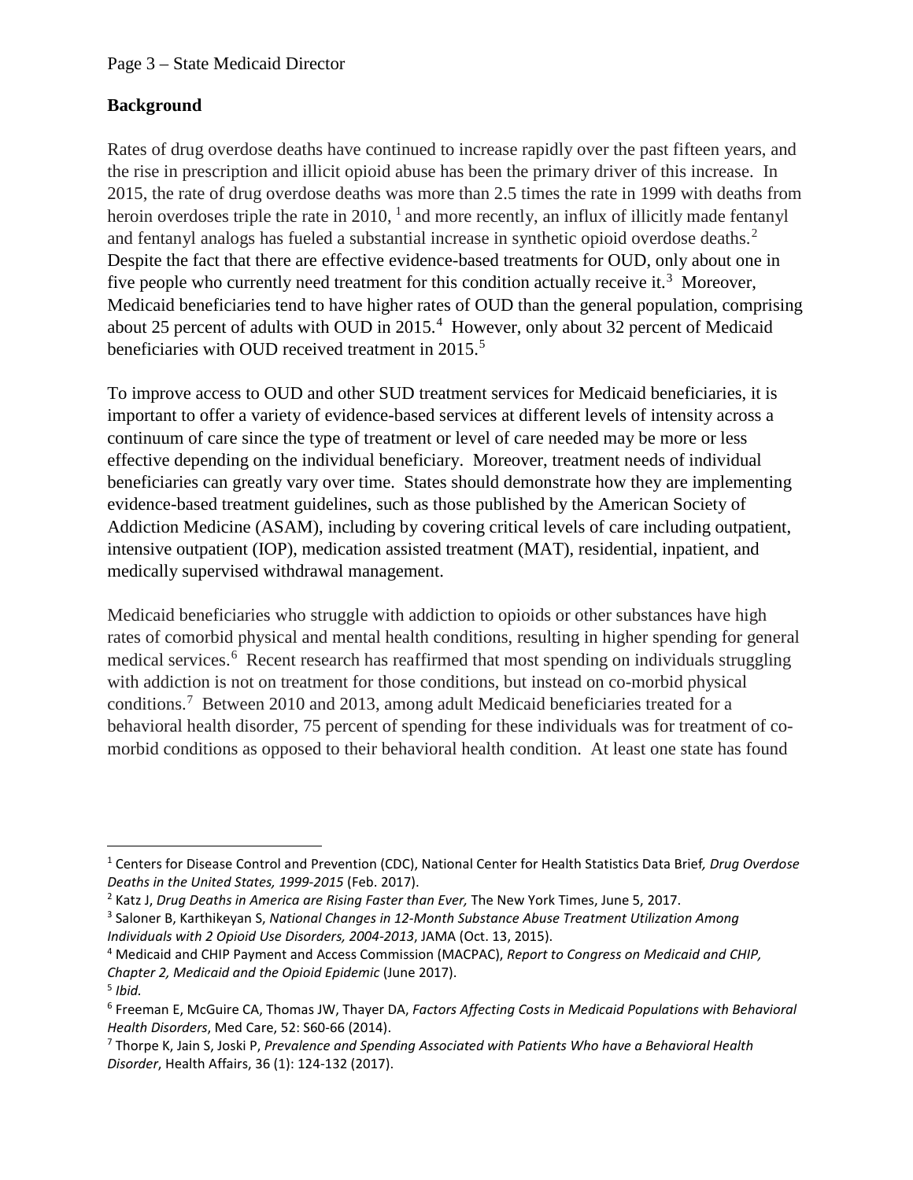## Background

Rates of drug overdose deaths have continued to increase rapidly over the past fifteen years, and the rise in prescription and illicit opioid abuse has been the primary driver of this increase. In 2015, the rate of drug overdose deaths was more than 2.5 times the rate in 1999 with deaths from heroin overdoses triple the rate in 2010, [1] and more recently, an influx of illicitly made fentanyl and fentanyl analogs has fueled a substantial increase in synthetic opioid overdose deaths.[2] Despite the fact that there are effective evidence-based treatments for OUD, only about one in five people who currently need treatment for this condition actually receive it.[3] Moreover, Medicaid beneficiaries tend to have higher rates of OUD than the general population, comprising about 25 percent of adults with OUD in 2015.[4] However, only about 32 percent of Medicaid beneficiaries with OUD received treatment in 2015.[5]

To improve access to OUD and other SUD treatment services for Medicaid beneficiaries, it is important to offer a variety of evidence-based services at different levels of intensity across a continuum of care since the type of treatment or level of care needed may be more or less effective depending on the individual beneficiary. Moreover, treatment needs of individual beneficiaries can greatly vary over time. States should demonstrate how they are implementing evidence-based treatment guidelines, such as those published by the American Society of Addiction Medicine (ASAM), including by covering critical levels of care including outpatient, intensive outpatient (IOP), medication assisted treatment (MAT), residential, inpatient, and medically supervised withdrawal management.

Medicaid beneficiaries who struggle with addiction to opioids or other substances have high rates of comorbid physical and mental health conditions, resulting in higher spending for general medical services.[6] Recent research has reaffirmed that most spending on individuals struggling with addiction is not on treatment for those conditions, but instead on co-morbid physical conditions.[7] Between 2010 and 2013, among adult Medicaid beneficiaries treated for a behavioral health disorder, 75 percent of spending for these individuals was for treatment of co-morbid conditions as opposed to their behavioral health condition. At least one state has found

---

[1] Centers for Disease Control and Prevention (CDC), National Center for Health Statistics Data Brief*, Drug Overdose Deaths in the United States, 1999-2015* (Feb. 2017).

[2] Katz J, *Drug Deaths in America are Rising Faster than Ever,* The New York Times, June 5, 2017.

[3] Saloner B, Karthikeyan S, *National Changes in 12-Month Substance Abuse Treatment Utilization Among Individuals with 2 Opioid Use Disorders, 2004-2013*, JAMA (Oct. 13, 2015).

[4] Medicaid and CHIP Payment and Access Commission (MACPAC), *Report to Congress on Medicaid and CHIP, Chapter 2, Medicaid and the Opioid Epidemic* (June 2017).

[5] *Ibid.*

[6] Freeman E, McGuire CA, Thomas JW, Thayer DA, *Factors Affecting Costs in Medicaid Populations with Behavioral Health Disorders*, Med Care, 52: S60-66 (2014).

[7] Thorpe K, Jain S, Joski P, *Prevalence and Spending Associated with Patients Who have a Behavioral Health Disorder*, Health Affairs, 36 (1): 124-132 (2017).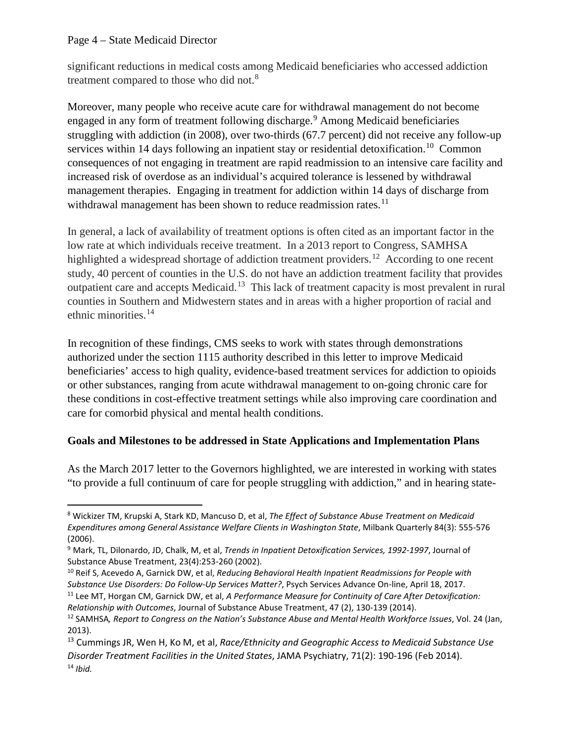significant reductions in medical costs among Medicaid beneficiaries who accessed addiction treatment compared to those who did not.[8]

Moreover, many people who receive acute care for withdrawal management do not become engaged in any form of treatment following discharge.[9] Among Medicaid beneficiaries struggling with addiction (in 2008), over two-thirds (67.7 percent) did not receive any follow-up services within 14 days following an inpatient stay or residential detoxification.[10] Common consequences of not engaging in treatment are rapid readmission to an intensive care facility and increased risk of overdose as an individual's acquired tolerance is lessened by withdrawal management therapies. Engaging in treatment for addiction within 14 days of discharge from withdrawal management has been shown to reduce readmission rates.[11]

In general, a lack of availability of treatment options is often cited as an important factor in the low rate at which individuals receive treatment. In a 2013 report to Congress, SAMHSA highlighted a widespread shortage of addiction treatment providers.[12] According to one recent study, 40 percent of counties in the U.S. do not have an addiction treatment facility that provides outpatient care and accepts Medicaid.[13] This lack of treatment capacity is most prevalent in rural counties in Southern and Midwestern states and in areas with a higher proportion of racial and ethnic minorities.[14]

In recognition of these findings, CMS seeks to work with states through demonstrations authorized under the section 1115 authority described in this letter to improve Medicaid beneficiaries' access to high quality, evidence-based treatment services for addiction to opioids or other substances, ranging from acute withdrawal management to on-going chronic care for these conditions in cost-effective treatment settings while also improving care coordination and care for comorbid physical and mental health conditions.

**Goals and Milestones to be addressed in State Applications and Implementation Plans**

As the March 2017 letter to the Governors highlighted, we are interested in working with states "to provide a full continuum of care for people struggling with addiction," and in hearing state-

---

[8] Wickizer TM, Krupski A, Stark KD, Mancuso D, et al, *The Effect of Substance Abuse Treatment on Medicaid Expenditures among General Assistance Welfare Clients in Washington State*, Milbank Quarterly 84(3): 555-576 (2006).

[9] Mark, TL, Dilonardo, JD, Chalk, M, et al, *Trends in Inpatient Detoxification Services, 1992-1997*, Journal of Substance Abuse Treatment, 23(4):253-260 (2002).

[10] Reif S, Acevedo A, Garnick DW, et al, *Reducing Behavioral Health Inpatient Readmissions for People with Substance Use Disorders: Do Follow-Up Services Matter?*, Psych Services Advance On-line, April 18, 2017.

[11] Lee MT, Horgan CM, Garnick DW, et al, *A Performance Measure for Continuity of Care After Detoxification: Relationship with Outcomes*, Journal of Substance Abuse Treatment, 47 (2), 130-139 (2014).

[12] SAMHSA*, Report to Congress on the Nation's Substance Abuse and Mental Health Workforce Issues*, Vol. 24 (Jan, 2013).

[13] Cummings JR, Wen H, Ko M, et al, *Race/Ethnicity and Geographic Access to Medicaid Substance Use Disorder Treatment Facilities in the United States*, JAMA Psychiatry, 71(2): 190-196 (Feb 2014).

[14] *Ibid.*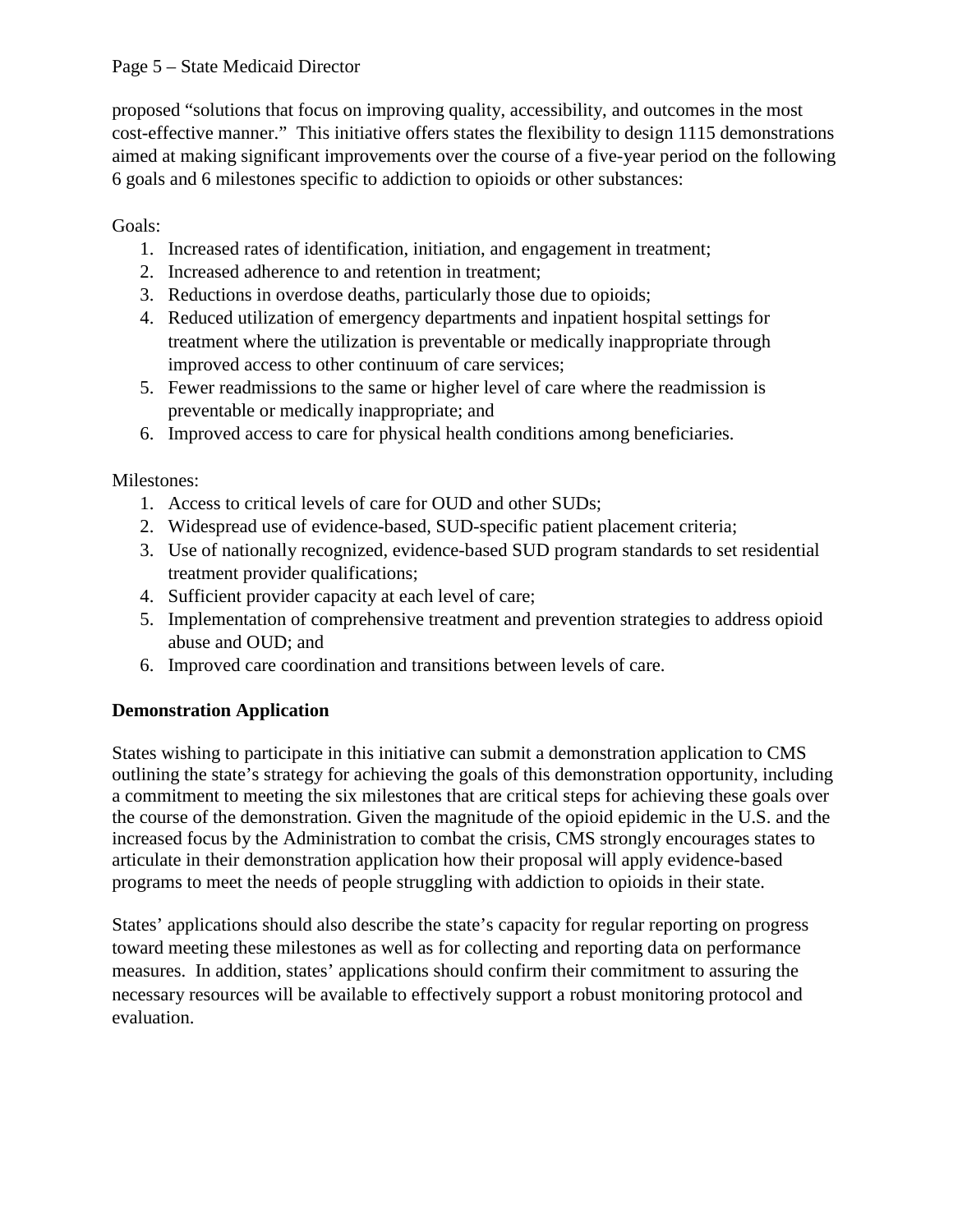proposed “solutions that focus on improving quality, accessibility, and outcomes in the most cost-effective manner.” This initiative offers states the flexibility to design 1115 demonstrations aimed at making significant improvements over the course of a five-year period on the following 6 goals and 6 milestones specific to addiction to opioids or other substances:

Goals:

1. Increased rates of identification, initiation, and engagement in treatment;
2. Increased adherence to and retention in treatment;
3. Reductions in overdose deaths, particularly those due to opioids;
4. Reduced utilization of emergency departments and inpatient hospital settings for treatment where the utilization is preventable or medically inappropriate through improved access to other continuum of care services;
5. Fewer readmissions to the same or higher level of care where the readmission is preventable or medically inappropriate; and
6. Improved access to care for physical health conditions among beneficiaries.

Milestones:

1. Access to critical levels of care for OUD and other SUDs;
2. Widespread use of evidence-based, SUD-specific patient placement criteria;
3. Use of nationally recognized, evidence-based SUD program standards to set residential treatment provider qualifications;
4. Sufficient provider capacity at each level of care;
5. Implementation of comprehensive treatment and prevention strategies to address opioid abuse and OUD; and
6. Improved care coordination and transitions between levels of care.

**Demonstration Application**

States wishing to participate in this initiative can submit a demonstration application to CMS outlining the state’s strategy for achieving the goals of this demonstration opportunity, including a commitment to meeting the six milestones that are critical steps for achieving these goals over the course of the demonstration. Given the magnitude of the opioid epidemic in the U.S. and the increased focus by the Administration to combat the crisis, CMS strongly encourages states to articulate in their demonstration application how their proposal will apply evidence-based programs to meet the needs of people struggling with addiction to opioids in their state.

States’ applications should also describe the state’s capacity for regular reporting on progress toward meeting these milestones as well as for collecting and reporting data on performance measures. In addition, states’ applications should confirm their commitment to assuring the necessary resources will be available to effectively support a robust monitoring protocol and evaluation.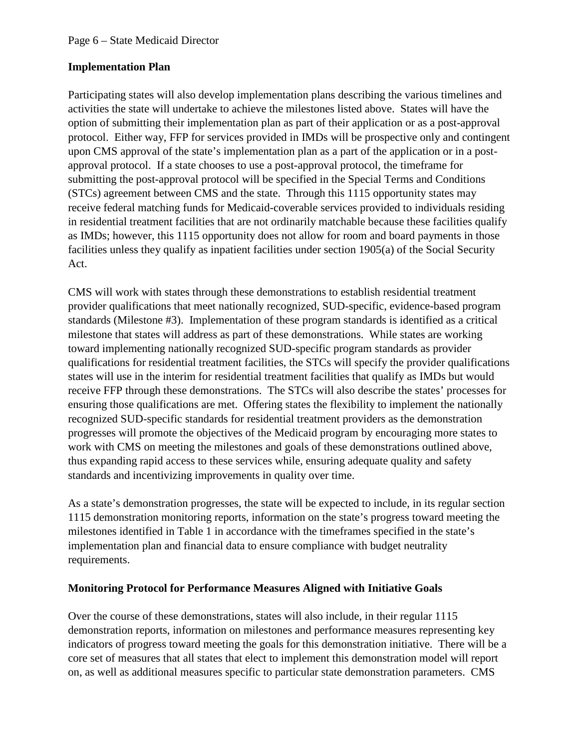**Implementation Plan**

Participating states will also develop implementation plans describing the various timelines and activities the state will undertake to achieve the milestones listed above. States will have the option of submitting their implementation plan as part of their application or as a post-approval protocol. Either way, FFP for services provided in IMDs will be prospective only and contingent upon CMS approval of the state's implementation plan as a part of the application or in a post-approval protocol. If a state chooses to use a post-approval protocol, the timeframe for submitting the post-approval protocol will be specified in the Special Terms and Conditions (STCs) agreement between CMS and the state. Through this 1115 opportunity states may receive federal matching funds for Medicaid-coverable services provided to individuals residing in residential treatment facilities that are not ordinarily matchable because these facilities qualify as IMDs; however, this 1115 opportunity does not allow for room and board payments in those facilities unless they qualify as inpatient facilities under section 1905(a) of the Social Security Act.

CMS will work with states through these demonstrations to establish residential treatment provider qualifications that meet nationally recognized, SUD-specific, evidence-based program standards (Milestone #3). Implementation of these program standards is identified as a critical milestone that states will address as part of these demonstrations. While states are working toward implementing nationally recognized SUD-specific program standards as provider qualifications for residential treatment facilities, the STCs will specify the provider qualifications states will use in the interim for residential treatment facilities that qualify as IMDs but would receive FFP through these demonstrations. The STCs will also describe the states' processes for ensuring those qualifications are met. Offering states the flexibility to implement the nationally recognized SUD-specific standards for residential treatment providers as the demonstration progresses will promote the objectives of the Medicaid program by encouraging more states to work with CMS on meeting the milestones and goals of these demonstrations outlined above, thus expanding rapid access to these services while, ensuring adequate quality and safety standards and incentivizing improvements in quality over time.

As a state's demonstration progresses, the state will be expected to include, in its regular section 1115 demonstration monitoring reports, information on the state's progress toward meeting the milestones identified in Table 1 in accordance with the timeframes specified in the state's implementation plan and financial data to ensure compliance with budget neutrality requirements.

**Monitoring Protocol for Performance Measures Aligned with Initiative Goals**

Over the course of these demonstrations, states will also include, in their regular 1115 demonstration reports, information on milestones and performance measures representing key indicators of progress toward meeting the goals for this demonstration initiative. There will be a core set of measures that all states that elect to implement this demonstration model will report on, as well as additional measures specific to particular state demonstration parameters. CMS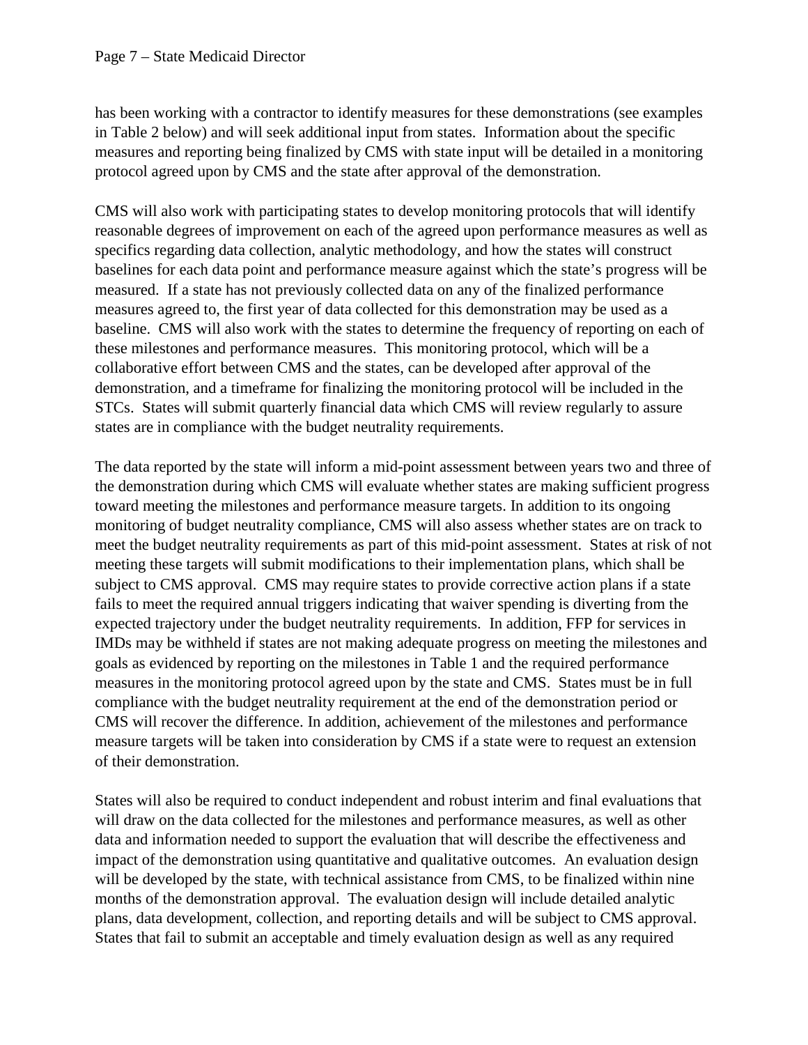has been working with a contractor to identify measures for these demonstrations (see examples in Table 2 below) and will seek additional input from states. Information about the specific measures and reporting being finalized by CMS with state input will be detailed in a monitoring protocol agreed upon by CMS and the state after approval of the demonstration.

CMS will also work with participating states to develop monitoring protocols that will identify reasonable degrees of improvement on each of the agreed upon performance measures as well as specifics regarding data collection, analytic methodology, and how the states will construct baselines for each data point and performance measure against which the state's progress will be measured. If a state has not previously collected data on any of the finalized performance measures agreed to, the first year of data collected for this demonstration may be used as a baseline. CMS will also work with the states to determine the frequency of reporting on each of these milestones and performance measures. This monitoring protocol, which will be a collaborative effort between CMS and the states, can be developed after approval of the demonstration, and a timeframe for finalizing the monitoring protocol will be included in the STCs. States will submit quarterly financial data which CMS will review regularly to assure states are in compliance with the budget neutrality requirements.

The data reported by the state will inform a mid-point assessment between years two and three of the demonstration during which CMS will evaluate whether states are making sufficient progress toward meeting the milestones and performance measure targets. In addition to its ongoing monitoring of budget neutrality compliance, CMS will also assess whether states are on track to meet the budget neutrality requirements as part of this mid-point assessment. States at risk of not meeting these targets will submit modifications to their implementation plans, which shall be subject to CMS approval. CMS may require states to provide corrective action plans if a state fails to meet the required annual triggers indicating that waiver spending is diverting from the expected trajectory under the budget neutrality requirements. In addition, FFP for services in IMDs may be withheld if states are not making adequate progress on meeting the milestones and goals as evidenced by reporting on the milestones in Table 1 and the required performance measures in the monitoring protocol agreed upon by the state and CMS. States must be in full compliance with the budget neutrality requirement at the end of the demonstration period or CMS will recover the difference. In addition, achievement of the milestones and performance measure targets will be taken into consideration by CMS if a state were to request an extension of their demonstration.

States will also be required to conduct independent and robust interim and final evaluations that will draw on the data collected for the milestones and performance measures, as well as other data and information needed to support the evaluation that will describe the effectiveness and impact of the demonstration using quantitative and qualitative outcomes. An evaluation design will be developed by the state, with technical assistance from CMS, to be finalized within nine months of the demonstration approval. The evaluation design will include detailed analytic plans, data development, collection, and reporting details and will be subject to CMS approval. States that fail to submit an acceptable and timely evaluation design as well as any required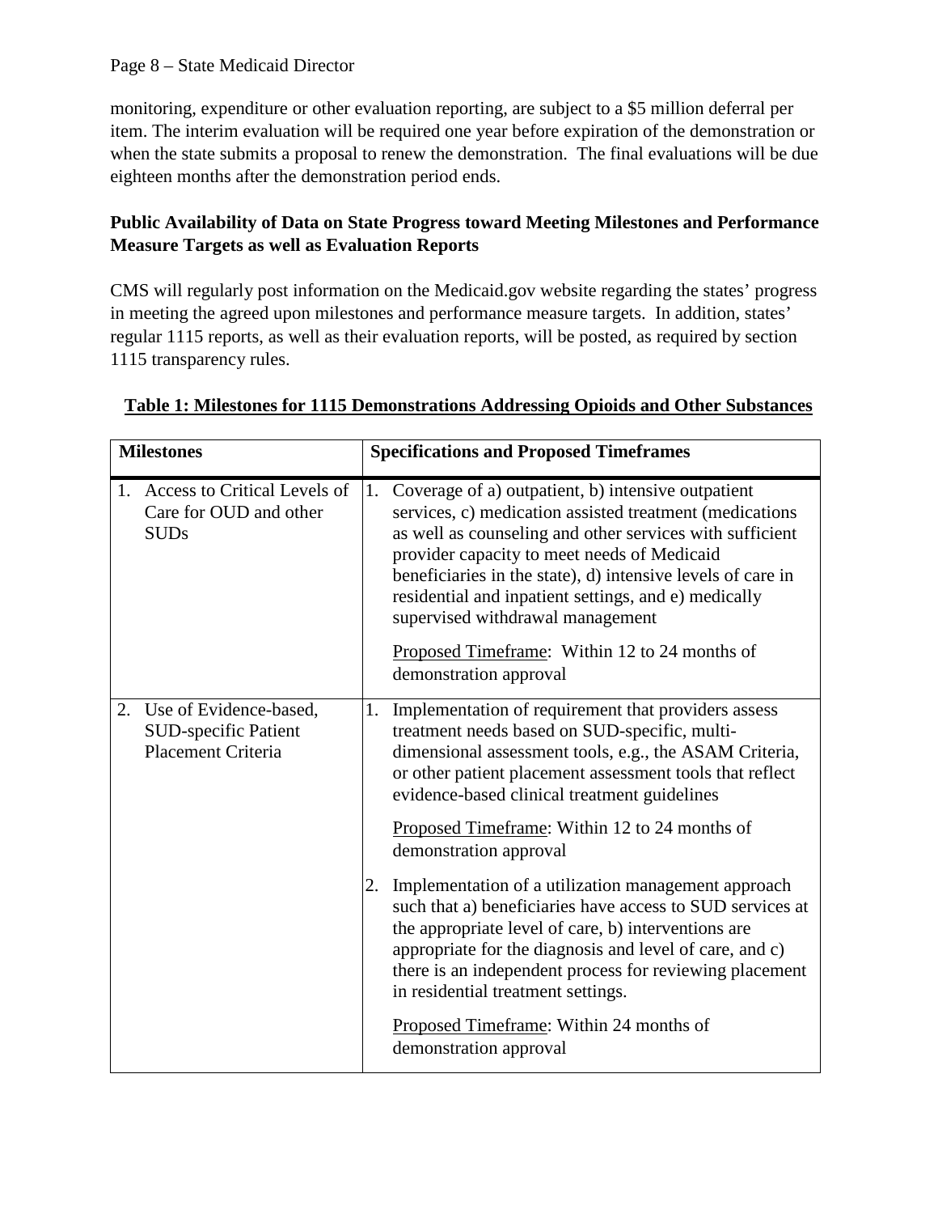monitoring, expenditure or other evaluation reporting, are subject to a $5 million deferral per item. The interim evaluation will be required one year before expiration of the demonstration or when the state submits a proposal to renew the demonstration. The final evaluations will be due eighteen months after the demonstration period ends.

**Public Availability of Data on State Progress toward Meeting Milestones and Performance Measure Targets as well as Evaluation Reports**

CMS will regularly post information on the Medicaid.gov website regarding the states' progress in meeting the agreed upon milestones and performance measure targets. In addition, states' regular 1115 reports, as well as their evaluation reports, will be posted, as required by section 1115 transparency rules.

**Table 1: Milestones for 1115 Demonstrations Addressing Opioids and Other Substances**

| Milestones | Specifications and Proposed Timeframes |
|---|---|
| 1. Access to Critical Levels of Care for OUD and other SUDs | 1. Coverage of a) outpatient, b) intensive outpatient services, c) medication assisted treatment (medications as well as counseling and other services with sufficient provider capacity to meet needs of Medicaid beneficiaries in the state), d) intensive levels of care in residential and inpatient settings, and e) medically supervised withdrawal management<br><br>Proposed Timeframe: Within 12 to 24 months of demonstration approval |
| 2. Use of Evidence-based, SUD-specific Patient Placement Criteria | 1. Implementation of requirement that providers assess treatment needs based on SUD-specific, multi-dimensional assessment tools, e.g., the ASAM Criteria, or other patient placement assessment tools that reflect evidence-based clinical treatment guidelines<br><br>Proposed Timeframe: Within 12 to 24 months of demonstration approval<br><br>2. Implementation of a utilization management approach such that a) beneficiaries have access to SUD services at the appropriate level of care, b) interventions are appropriate for the diagnosis and level of care, and c) there is an independent process for reviewing placement in residential treatment settings.<br><br>Proposed Timeframe: Within 24 months of demonstration approval |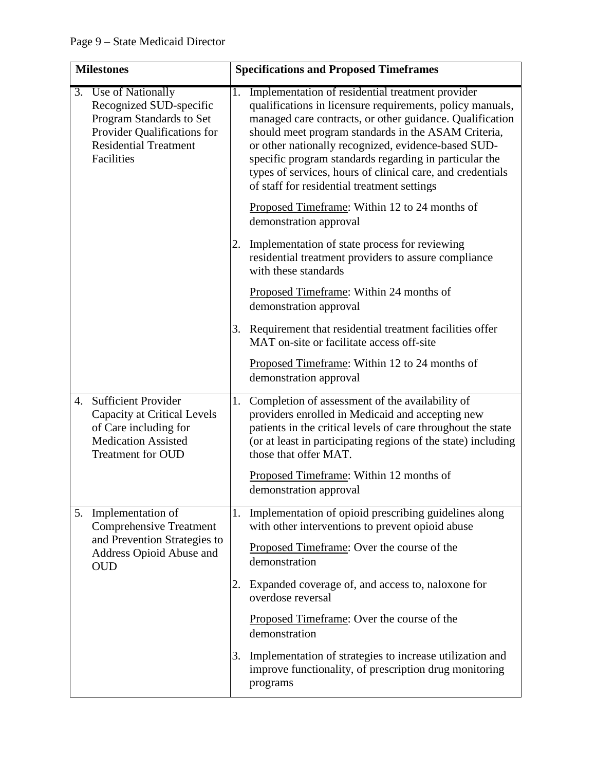| Milestones | Specifications and Proposed Timeframes |
|---|---|
| 3. Use of Nationally Recognized SUD-specific Program Standards to Set Provider Qualifications for Residential Treatment Facilities | 1. Implementation of residential treatment provider qualifications in licensure requirements, policy manuals, managed care contracts, or other guidance. Qualification should meet program standards in the ASAM Criteria, or other nationally recognized, evidence-based SUD-specific program standards regarding in particular the types of services, hours of clinical care, and credentials of staff for residential treatment settings<br><br><u>Proposed Timeframe</u>: Within 12 to 24 months of demonstration approval<br><br>2. Implementation of state process for reviewing residential treatment providers to assure compliance with these standards<br><br><u>Proposed Timeframe</u>: Within 24 months of demonstration approval<br><br>3. Requirement that residential treatment facilities offer MAT on-site or facilitate access off-site<br><br><u>Proposed Timeframe</u>: Within 12 to 24 months of demonstration approval |
| 4. Sufficient Provider Capacity at Critical Levels of Care including for Medication Assisted Treatment for OUD | 1. Completion of assessment of the availability of providers enrolled in Medicaid and accepting new patients in the critical levels of care throughout the state (or at least in participating regions of the state) including those that offer MAT.<br><br><u>Proposed Timeframe</u>: Within 12 months of demonstration approval |
| 5. Implementation of Comprehensive Treatment and Prevention Strategies to Address Opioid Abuse and OUD | 1. Implementation of opioid prescribing guidelines along with other interventions to prevent opioid abuse<br><br><u>Proposed Timeframe</u>: Over the course of the demonstration<br><br>2. Expanded coverage of, and access to, naloxone for overdose reversal<br><br><u>Proposed Timeframe</u>: Over the course of the demonstration<br><br>3. Implementation of strategies to increase utilization and improve functionality, of prescription drug monitoring programs |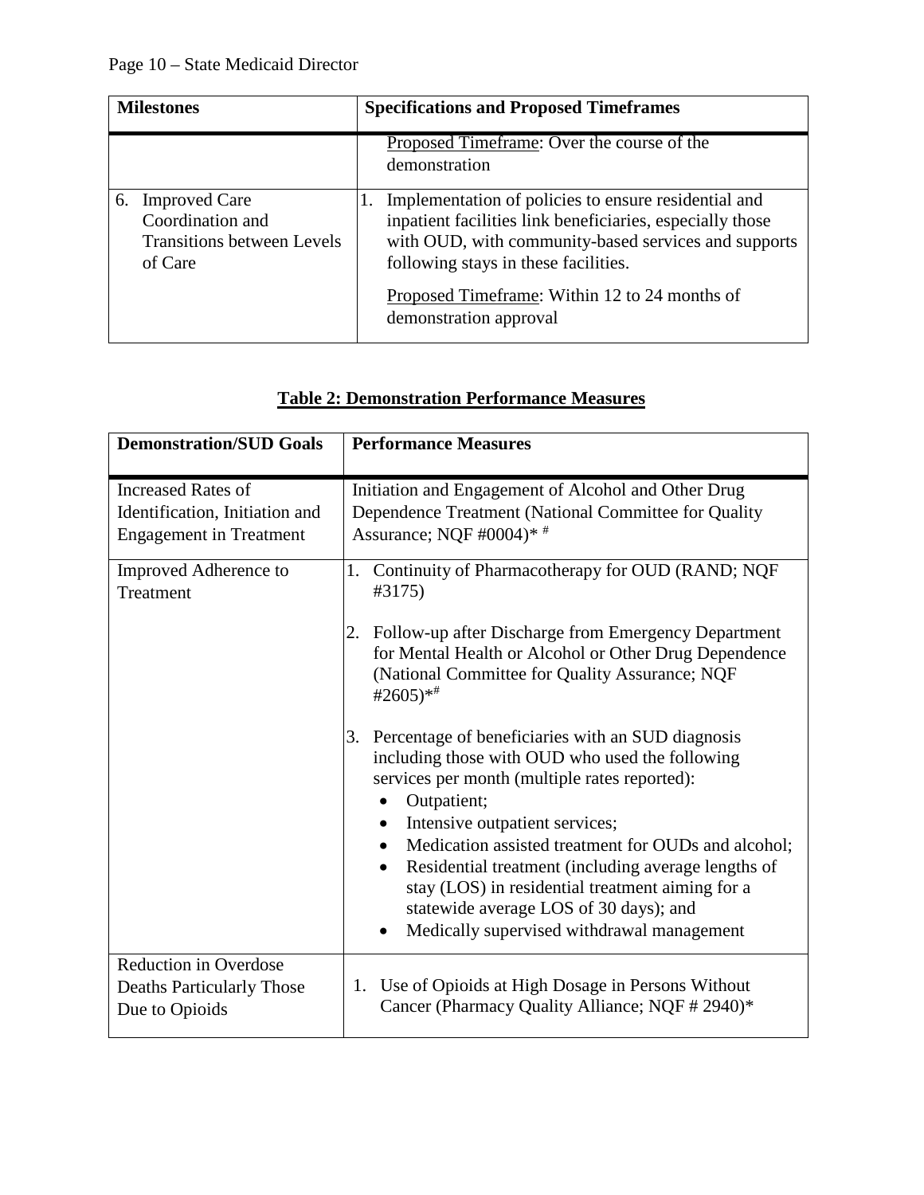| Milestones | Specifications and Proposed Timeframes |
|---|---|
| | Proposed Timeframe: Over the course of the demonstration |
| 6. Improved Care Coordination and Transitions between Levels of Care | 1. Implementation of policies to ensure residential and inpatient facilities link beneficiaries, especially those with OUD, with community-based services and supports following stays in these facilities.<br><br>Proposed Timeframe: Within 12 to 24 months of demonstration approval |

**Table 2: Demonstration Performance Measures**

| Demonstration/SUD Goals | Performance Measures |
|---|---|
| Increased Rates of Identification, Initiation and Engagement in Treatment | Initiation and Engagement of Alcohol and Other Drug Dependence Treatment (National Committee for Quality Assurance; NQF #0004)* # |
| Improved Adherence to Treatment | 1. Continuity of Pharmacotherapy for OUD (RAND; NQF #3175)<br><br>2. Follow-up after Discharge from Emergency Department for Mental Health or Alcohol or Other Drug Dependence (National Committee for Quality Assurance; NQF #2605)*#<br><br>3. Percentage of beneficiaries with an SUD diagnosis including those with OUD who used the following services per month (multiple rates reported):<br>• Outpatient;<br>• Intensive outpatient services;<br>• Medication assisted treatment for OUDs and alcohol;<br>• Residential treatment (including average lengths of stay (LOS) in residential treatment aiming for a statewide average LOS of 30 days); and<br>• Medically supervised withdrawal management |
| Reduction in Overdose Deaths Particularly Those Due to Opioids | 1. Use of Opioids at High Dosage in Persons Without Cancer (Pharmacy Quality Alliance; NQF # 2940)* |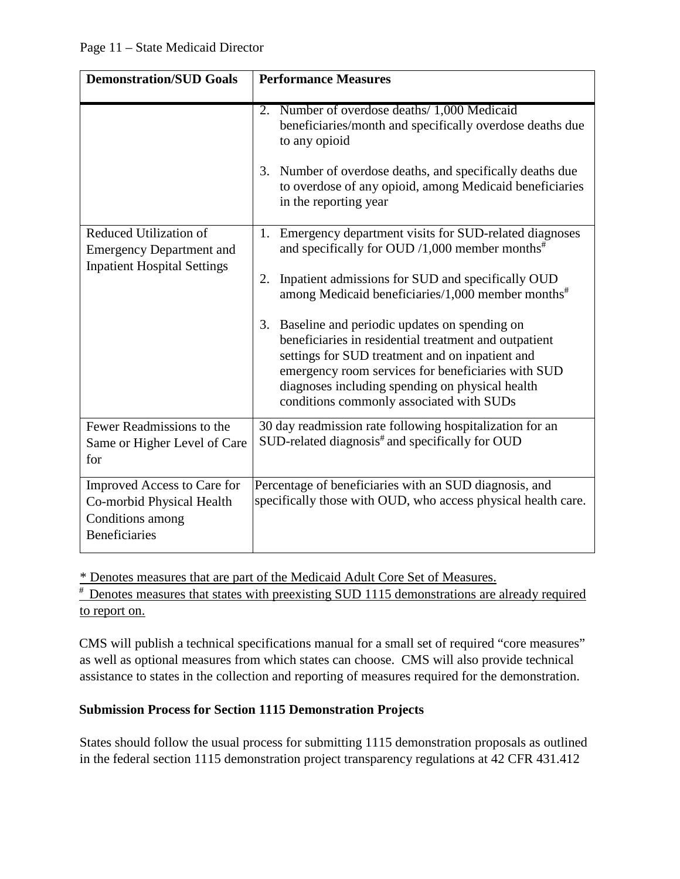| Demonstration/SUD Goals | Performance Measures |
|---|---|
| | 2. Number of overdose deaths/ 1,000 Medicaid beneficiaries/month and specifically overdose deaths due to any opioid<br><br>3. Number of overdose deaths, and specifically deaths due to overdose of any opioid, among Medicaid beneficiaries in the reporting year |
| Reduced Utilization of Emergency Department and Inpatient Hospital Settings | 1. Emergency department visits for SUD-related diagnoses and specifically for OUD /1,000 member months[#]<br><br>2. Inpatient admissions for SUD and specifically OUD among Medicaid beneficiaries/1,000 member months[#]<br><br>3. Baseline and periodic updates on spending on beneficiaries in residential treatment and outpatient settings for SUD treatment and on inpatient and emergency room services for beneficiaries with SUD diagnoses including spending on physical health conditions commonly associated with SUDs |
| Fewer Readmissions to the Same or Higher Level of Care for | 30 day readmission rate following hospitalization for an SUD-related diagnosis[#] and specifically for OUD |
| Improved Access to Care for Co-morbid Physical Health Conditions among Beneficiaries | Percentage of beneficiaries with an SUD diagnosis, and specifically those with OUD, who access physical health care. |

\* Denotes measures that are part of the Medicaid Adult Core Set of Measures.
[#] Denotes measures that states with preexisting SUD 1115 demonstrations are already required to report on.

CMS will publish a technical specifications manual for a small set of required "core measures" as well as optional measures from which states can choose. CMS will also provide technical assistance to states in the collection and reporting of measures required for the demonstration.

## Submission Process for Section 1115 Demonstration Projects

States should follow the usual process for submitting 1115 demonstration proposals as outlined in the federal section 1115 demonstration project transparency regulations at 42 CFR 431.412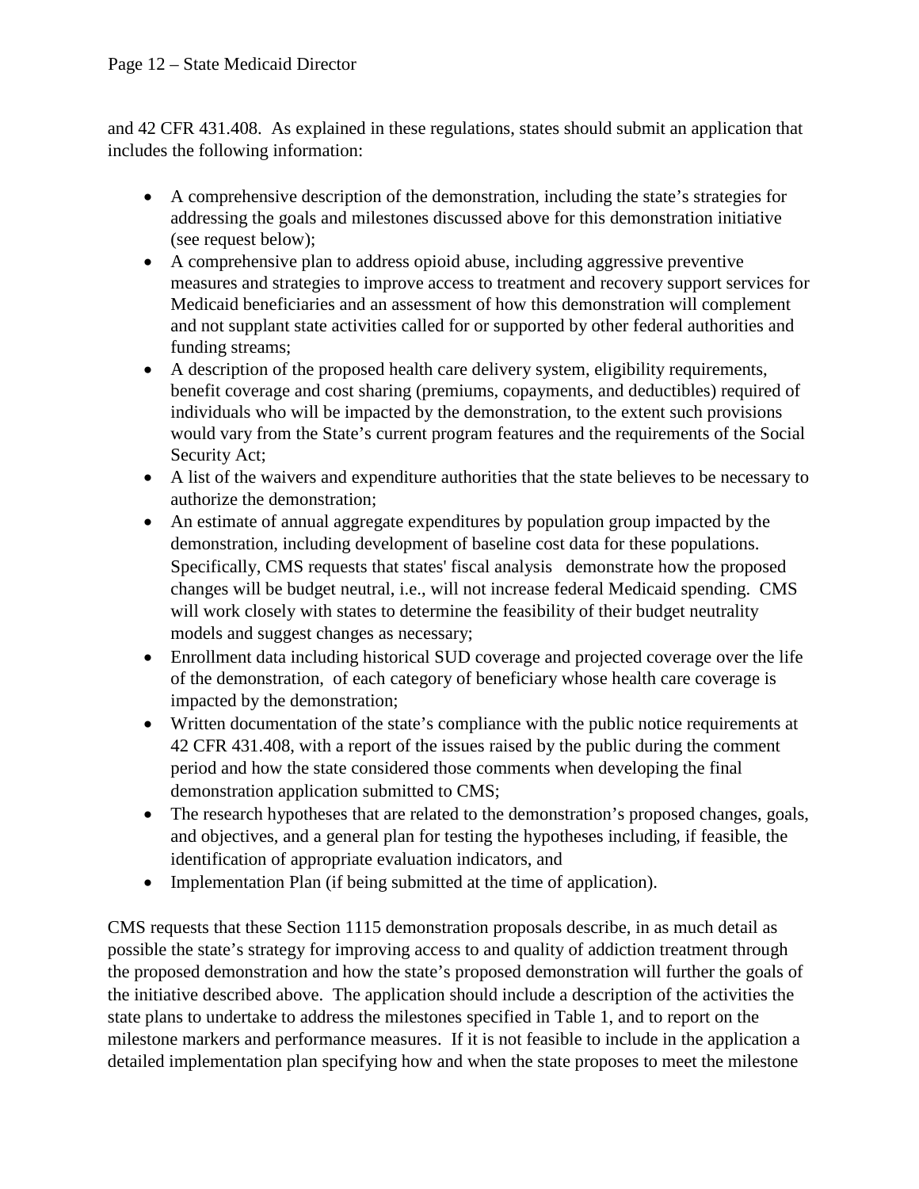and 42 CFR 431.408. As explained in these regulations, states should submit an application that includes the following information:

- A comprehensive description of the demonstration, including the state's strategies for addressing the goals and milestones discussed above for this demonstration initiative (see request below);
- A comprehensive plan to address opioid abuse, including aggressive preventive measures and strategies to improve access to treatment and recovery support services for Medicaid beneficiaries and an assessment of how this demonstration will complement and not supplant state activities called for or supported by other federal authorities and funding streams;
- A description of the proposed health care delivery system, eligibility requirements, benefit coverage and cost sharing (premiums, copayments, and deductibles) required of individuals who will be impacted by the demonstration, to the extent such provisions would vary from the State's current program features and the requirements of the Social Security Act;
- A list of the waivers and expenditure authorities that the state believes to be necessary to authorize the demonstration;
- An estimate of annual aggregate expenditures by population group impacted by the demonstration, including development of baseline cost data for these populations. Specifically, CMS requests that states' fiscal analysis demonstrate how the proposed changes will be budget neutral, i.e., will not increase federal Medicaid spending. CMS will work closely with states to determine the feasibility of their budget neutrality models and suggest changes as necessary;
- Enrollment data including historical SUD coverage and projected coverage over the life of the demonstration, of each category of beneficiary whose health care coverage is impacted by the demonstration;
- Written documentation of the state's compliance with the public notice requirements at 42 CFR 431.408, with a report of the issues raised by the public during the comment period and how the state considered those comments when developing the final demonstration application submitted to CMS;
- The research hypotheses that are related to the demonstration's proposed changes, goals, and objectives, and a general plan for testing the hypotheses including, if feasible, the identification of appropriate evaluation indicators, and
- Implementation Plan (if being submitted at the time of application).

CMS requests that these Section 1115 demonstration proposals describe, in as much detail as possible the state's strategy for improving access to and quality of addiction treatment through the proposed demonstration and how the state's proposed demonstration will further the goals of the initiative described above. The application should include a description of the activities the state plans to undertake to address the milestones specified in Table 1, and to report on the milestone markers and performance measures. If it is not feasible to include in the application a detailed implementation plan specifying how and when the state proposes to meet the milestone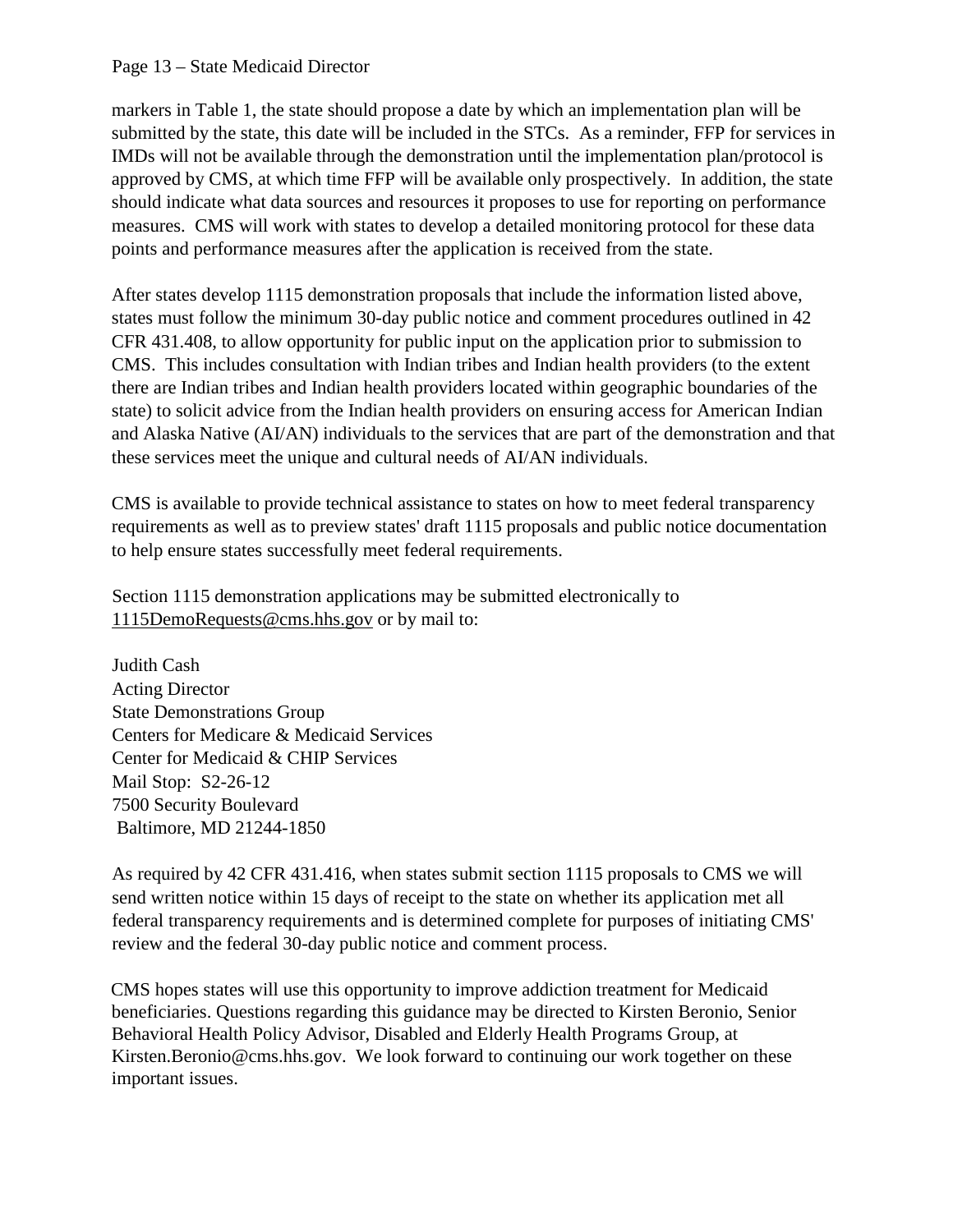markers in Table 1, the state should propose a date by which an implementation plan will be submitted by the state, this date will be included in the STCs. As a reminder, FFP for services in IMDs will not be available through the demonstration until the implementation plan/protocol is approved by CMS, at which time FFP will be available only prospectively. In addition, the state should indicate what data sources and resources it proposes to use for reporting on performance measures. CMS will work with states to develop a detailed monitoring protocol for these data points and performance measures after the application is received from the state.

After states develop 1115 demonstration proposals that include the information listed above, states must follow the minimum 30-day public notice and comment procedures outlined in 42 CFR 431.408, to allow opportunity for public input on the application prior to submission to CMS. This includes consultation with Indian tribes and Indian health providers (to the extent there are Indian tribes and Indian health providers located within geographic boundaries of the state) to solicit advice from the Indian health providers on ensuring access for American Indian and Alaska Native (AI/AN) individuals to the services that are part of the demonstration and that these services meet the unique and cultural needs of AI/AN individuals.

CMS is available to provide technical assistance to states on how to meet federal transparency requirements as well as to preview states' draft 1115 proposals and public notice documentation to help ensure states successfully meet federal requirements.

Section 1115 demonstration applications may be submitted electronically to 1115DemoRequests@cms.hhs.gov or by mail to:

Judith Cash
Acting Director
State Demonstrations Group
Centers for Medicare & Medicaid Services
Center for Medicaid & CHIP Services
Mail Stop: S2-26-12
7500 Security Boulevard
Baltimore, MD 21244-1850

As required by 42 CFR 431.416, when states submit section 1115 proposals to CMS we will send written notice within 15 days of receipt to the state on whether its application met all federal transparency requirements and is determined complete for purposes of initiating CMS' review and the federal 30-day public notice and comment process.

CMS hopes states will use this opportunity to improve addiction treatment for Medicaid beneficiaries. Questions regarding this guidance may be directed to Kirsten Beronio, Senior Behavioral Health Policy Advisor, Disabled and Elderly Health Programs Group, at Kirsten.Beronio@cms.hhs.gov. We look forward to continuing our work together on these important issues.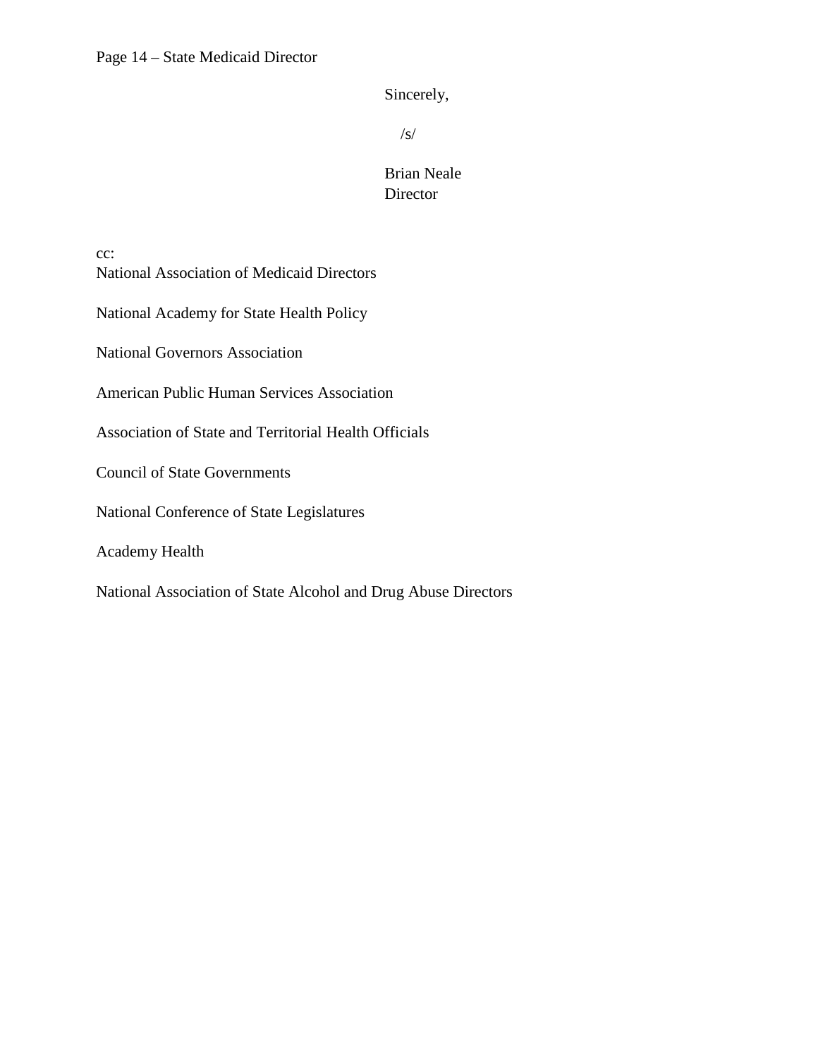Sincerely,

/s/

Brian Neale
Director

cc:
National Association of Medicaid Directors

National Academy for State Health Policy

National Governors Association

American Public Human Services Association

Association of State and Territorial Health Officials

Council of State Governments

National Conference of State Legislatures

Academy Health

National Association of State Alcohol and Drug Abuse Directors